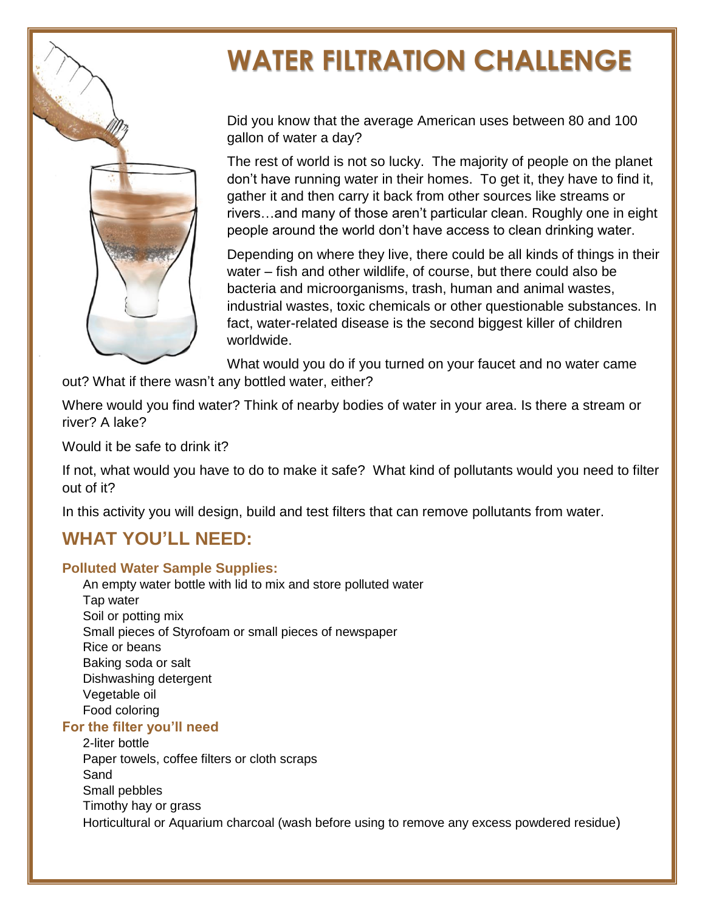# WATER FILTRATION CHALLENGE

Did you know that the average American uses between 80 and 100 gallon of water a day?

The rest of world is not so lucky. The majority of people on the planet don't have running water in their homes. To get it, they have to find it, gather it and then carry it back from other sources like streams or rivers…and many of those aren't particular clean. Roughly one in eight people around the world don't have access to clean drinking water.

Depending on where they live, there could be all kinds of things in their water – fish and other wildlife, of course, but there could also be bacteria and microorganisms, trash, human and animal wastes, industrial wastes, toxic chemicals or other questionable substances. In fact, water-related disease is the second biggest killer of children worldwide.

What would you do if you turned on your faucet and no water came out? What if there wasn't any bottled water, either?

Where would you find water? Think of nearby bodies of water in your area. Is there a stream or river? A lake?

Would it be safe to drink it?

If not, what would you have to do to make it safe? What kind of pollutants would you need to filter out of it?

In this activity you will design, build and test filters that can remove pollutants from water.

## WHAT YOU'LL NEED:

### Polluted Water Sample Supplies:

- An empty water bottle with lid to mix and store polluted water
- Tap water
- Soil or potting mix
- Small pieces of Styrofoam or small pieces of newspaper
- Rice or beans
- Baking soda or salt
- Dishwashing detergent
- Vegetable oil
- Food coloring

### For the filter you'll need

- 2-liter bottle
- Paper towels, coffee filters or cloth scraps
- Sand
- Small pebbles
- Timothy hay or grass
- Horticultural or Aquarium charcoal (wash before using to remove any excess powdered residue)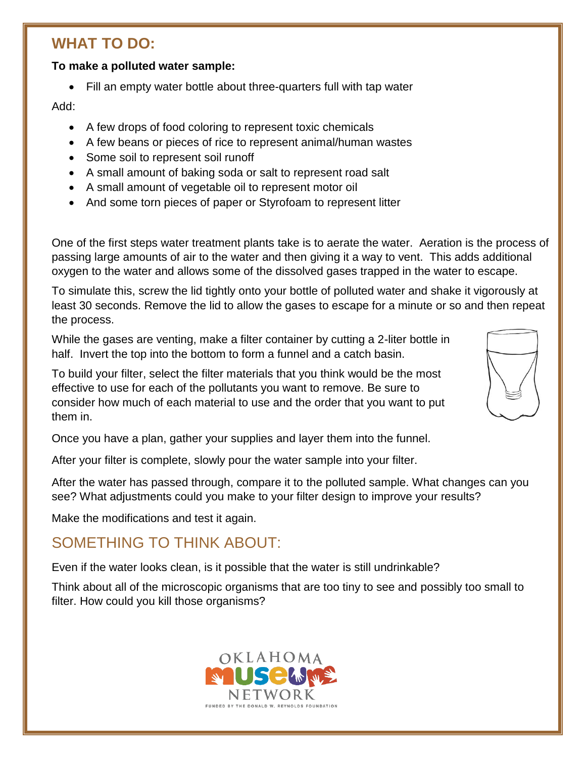## WHAT TO DO:

**To make a polluted water sample:**

- Fill an empty water bottle about three-quarters full with tap water

Add:

- A few drops of food coloring to represent toxic chemicals
- A few beans or pieces of rice to represent animal/human wastes
- Some soil to represent soil runoff
- A small amount of baking soda or salt to represent road salt
- A small amount of vegetable oil to represent motor oil
- And some torn pieces of paper or Styrofoam to represent litter

One of the first steps water treatment plants take is to aerate the water. Aeration is the process of passing large amounts of air to the water and then giving it a way to vent. This adds additional oxygen to the water and allows some of the dissolved gases trapped in the water to escape.

To simulate this, screw the lid tightly onto your bottle of polluted water and shake it vigorously at least 30 seconds. Remove the lid to allow the gases to escape for a minute or so and then repeat the process.

While the gases are venting, make a filter container by cutting a 2-liter bottle in half. Invert the top into the bottom to form a funnel and a catch basin.

To build your filter, select the filter materials that you think would be the most effective to use for each of the pollutants you want to remove. Be sure to consider how much of each material to use and the order that you want to put them in.

Once you have a plan, gather your supplies and layer them into the funnel.

After your filter is complete, slowly pour the water sample into your filter.

After the water has passed through, compare it to the polluted sample. What changes can you see? What adjustments could you make to your filter design to improve your results?

Make the modifications and test it again.

## SOMETHING TO THINK ABOUT:

Even if the water looks clean, is it possible that the water is still undrinkable?

Think about all of the microscopic organisms that are too tiny to see and possibly too small to filter. How could you kill those organisms?

OKLAHOMA MUSEUM NETWORK

FUNDED BY THE DONALD W. REYNOLDS FOUNDATION